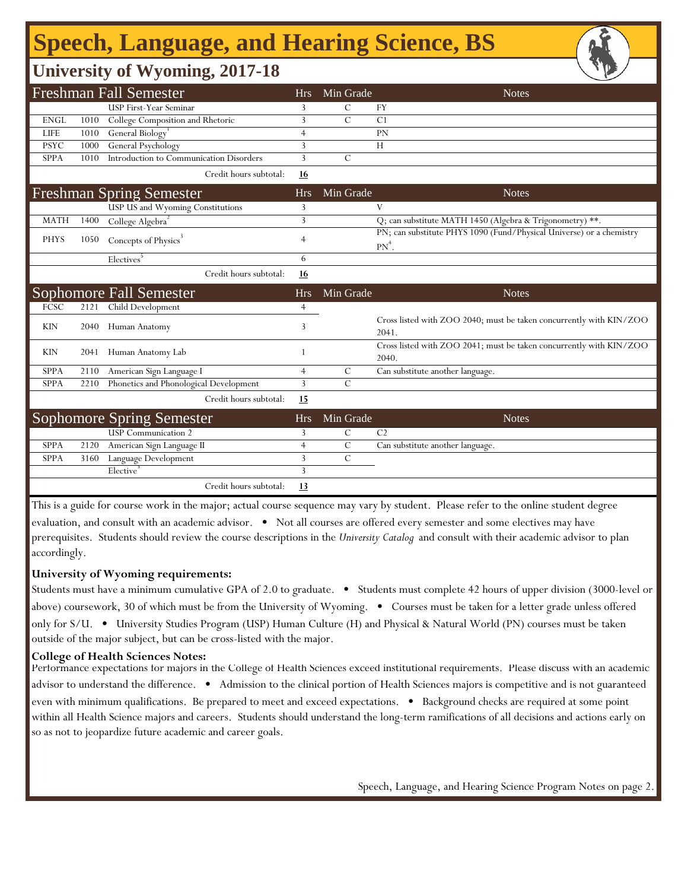# Speech, Language, and Hearing Science, BS

## University of Wyoming, 2017-18

| Freshman Fall Semester | | | Hrs | Min Grade | Notes |
|---|---|---|---|---|---|
| | | USP First-Year Seminar | 3 | C | FY |
| ENGL | 1010 | College Composition and Rhetoric | 3 | C | C1 |
| LIFE | 1010 | General Biology[1] | 4 | | PN |
| PSYC | 1000 | General Psychology | 3 | | H |
| SPPA | 1010 | Introduction to Communication Disorders | 3 | C | |
| | | Credit hours subtotal: | **16** | | |

| Freshman Spring Semester | | | Hrs | Min Grade | Notes |
|---|---|---|---|---|---|
| | | USP US and Wyoming Constitutions | 3 | | V |
| MATH | 1400 | College Algebra[2] | 3 | | Q; can substitute MATH 1450 (Algebra & Trigonometry) **. |
| PHYS | 1050 | Concepts of Physics[3] | 4 | | PN; can substitute PHYS 1090 (Fund/Physical Universe) or a chemistry PN[4]. |
| | | Electives[5] | 6 | | |
| | | Credit hours subtotal: | **16** | | |

| Sophomore Fall Semester | | | Hrs | Min Grade | Notes |
|---|---|---|---|---|---|
| FCSC | 2121 | Child Development | 4 | | |
| KIN | 2040 | Human Anatomy | 3 | | Cross listed with ZOO 2040; must be taken concurrently with KIN/ZOO 2041. |
| KIN | 2041 | Human Anatomy Lab | 1 | | Cross listed with ZOO 2041; must be taken concurrently with KIN/ZOO 2040. |
| SPPA | 2110 | American Sign Language I | 4 | C | Can substitute another language. |
| SPPA | 2210 | Phonetics and Phonological Development | 3 | C | |
| | | Credit hours subtotal: | **15** | | |

| Sophomore Spring Semester | | | Hrs | Min Grade | Notes |
|---|---|---|---|---|---|
| | | USP Communication 2 | 3 | C | C2 |
| SPPA | 2120 | American Sign Language II | 4 | C | Can substitute another language. |
| SPPA | 3160 | Language Development | 3 | C | |
| | | Elective[5] | 3 | | |
| | | Credit hours subtotal: | **13** | | |

This is a guide for course work in the major; actual course sequence may vary by student. Please refer to the online student degree evaluation, and consult with an academic advisor. • Not all courses are offered every semester and some electives may have prerequisites. Students should review the course descriptions in the *University Catalog* and consult with their academic advisor to plan accordingly.

**University of Wyoming requirements:**

Students must have a minimum cumulative GPA of 2.0 to graduate. • Students must complete 42 hours of upper division (3000-level or above) coursework, 30 of which must be from the University of Wyoming. • Courses must be taken for a letter grade unless offered only for S/U. • University Studies Program (USP) Human Culture (H) and Physical & Natural World (PN) courses must be taken outside of the major subject, but can be cross-listed with the major.

**College of Health Sciences Notes:**

Performance expectations for majors in the College of Health Sciences exceed institutional requirements. Please discuss with an academic advisor to understand the difference. • Admission to the clinical portion of Health Sciences majors is competitive and is not guaranteed even with minimum qualifications. Be prepared to meet and exceed expectations. • Background checks are required at some point within all Health Science majors and careers. Students should understand the long-term ramifications of all decisions and actions early on so as not to jeopardize future academic and career goals.

Speech, Language, and Hearing Science Program Notes on page 2.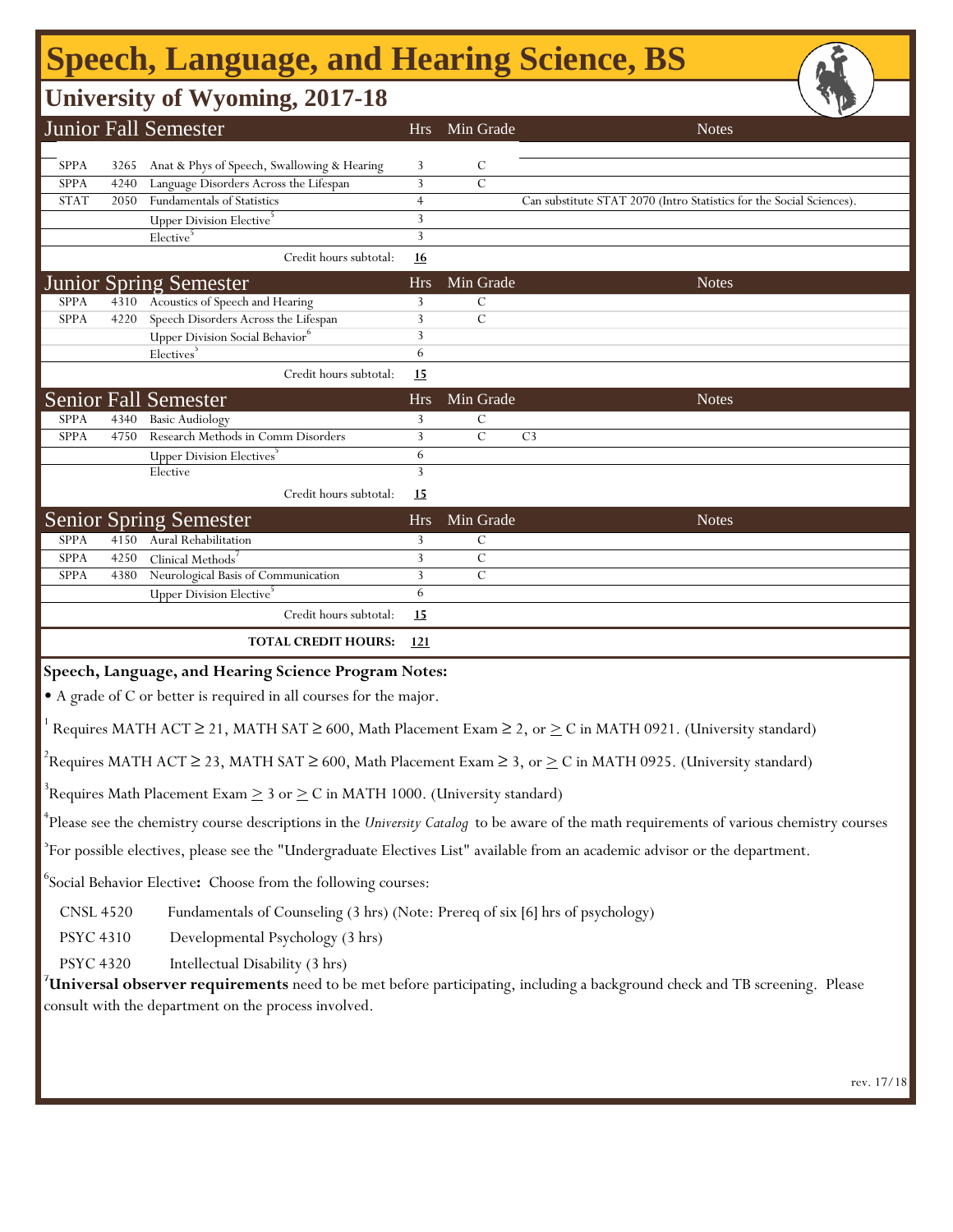# Speech, Language, and Hearing Science, BS

## University of Wyoming, 2017-18

| Junior Fall Semester | | | Hrs | Min Grade | Notes |
|---|---|---|---|---|---|
| SPPA | 3265 | Anat & Phys of Speech, Swallowing & Hearing | 3 | C | |
| SPPA | 4240 | Language Disorders Across the Lifespan | 3 | C | |
| STAT | 2050 | Fundamentals of Statistics | 4 | | Can substitute STAT 2070 (Intro Statistics for the Social Sciences). |
| | | Upper Division Elective[5] | 3 | | |
| | | Elective[5] | 3 | | |
| | | Credit hours subtotal: | **16** | | |

| Junior Spring Semester | | | Hrs | Min Grade | Notes |
|---|---|---|---|---|---|
| SPPA | 4310 | Acoustics of Speech and Hearing | 3 | C | |
| SPPA | 4220 | Speech Disorders Across the Lifespan | 3 | C | |
| | | Upper Division Social Behavior[6] | 3 | | |
| | | Electives[5] | 6 | | |
| | | Credit hours subtotal: | **15** | | |

| Senior Fall Semester | | | Hrs | Min Grade | Notes |
|---|---|---|---|---|---|
| SPPA | 4340 | Basic Audiology | 3 | C | |
| SPPA | 4750 | Research Methods in Comm Disorders | 3 | C | C3 |
| | | Upper Division Electives[5] | 6 | | |
| | | Elective | 3 | | |
| | | Credit hours subtotal: | **15** | | |

| Senior Spring Semester | | | Hrs | Min Grade | Notes |
|---|---|---|---|---|---|
| SPPA | 4150 | Aural Rehabilitation | 3 | C | |
| SPPA | 4250 | Clinical Methods[7] | 3 | C | |
| SPPA | 4380 | Neurological Basis of Communication | 3 | C | |
| | | Upper Division Elective[5] | 6 | | |
| | | Credit hours subtotal: | **15** | | |
| | | **TOTAL CREDIT HOURS:** | **121** | | |

**Speech, Language, and Hearing Science Program Notes:**

- A grade of C or better is required in all courses for the major.

[1] Requires MATH ACT ≥ 21, MATH SAT ≥ 600, Math Placement Exam ≥ 2, or ≥ C in MATH 0921. (University standard)

[2] Requires MATH ACT ≥ 23, MATH SAT ≥ 600, Math Placement Exam ≥ 3, or ≥ C in MATH 0925. (University standard)

[3] Requires Math Placement Exam ≥ 3 or ≥ C in MATH 1000. (University standard)

[4] Please see the chemistry course descriptions in the *University Catalog* to be aware of the math requirements of various chemistry courses

[5] For possible electives, please see the "Undergraduate Electives List" available from an academic advisor or the department.

[6] Social Behavior Elective**:** Choose from the following courses:

| | |
|---|---|
| CNSL 4520 | Fundamentals of Counseling (3 hrs) (Note: Prereq of six [6] hrs of psychology) |
| PSYC 4310 | Developmental Psychology (3 hrs) |
| PSYC 4320 | Intellectual Disability (3 hrs) |

[7] **Universal observer requirements** need to be met before participating, including a background check and TB screening. Please consult with the department on the process involved.

rev. 17/18